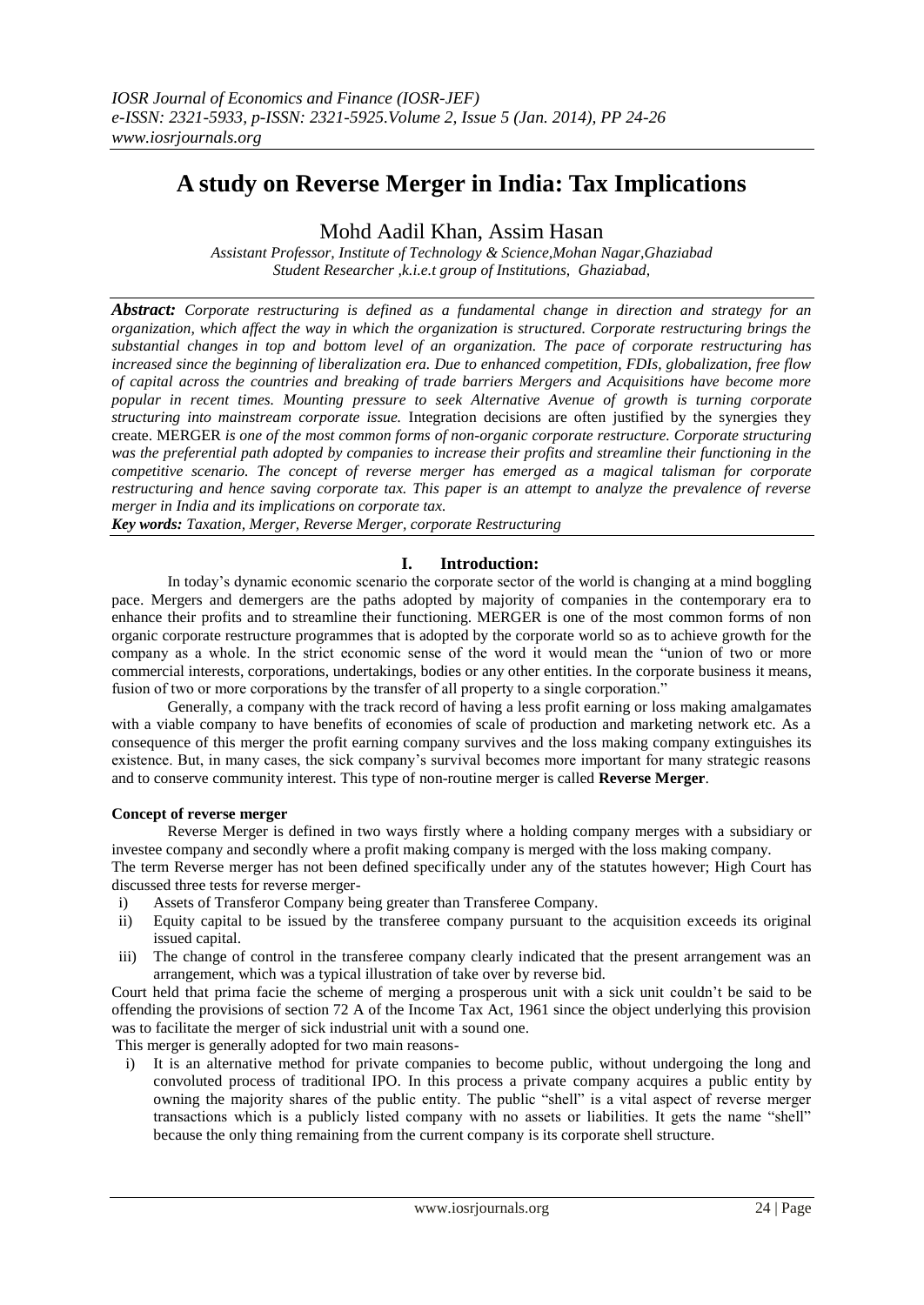# A study on Reverse Merger in India: Tax Implications

Mohd Aadil Khan, Assim Hasan

*Assistant Professor, Institute of Technology & Science,Mohan Nagar,Ghaziabad*
*Student Researcher ,k.i.e.t group of Institutions, Ghaziabad,*

***Abstract:*** *Corporate restructuring is defined as a fundamental change in direction and strategy for an organization, which affect the way in which the organization is structured. Corporate restructuring brings the substantial changes in top and bottom level of an organization. The pace of corporate restructuring has increased since the beginning of liberalization era. Due to enhanced competition, FDIs, globalization, free flow of capital across the countries and breaking of trade barriers Mergers and Acquisitions have become more popular in recent times. Mounting pressure to seek Alternative Avenue of growth is turning corporate structuring into mainstream corporate issue.* Integration decisions are often justified by the synergies they create. MERGER *is one of the most common forms of non-organic corporate restructure. Corporate structuring was the preferential path adopted by companies to increase their profits and streamline their functioning in the competitive scenario. The concept of reverse merger has emerged as a magical talisman for corporate restructuring and hence saving corporate tax. This paper is an attempt to analyze the prevalence of reverse merger in India and its implications on corporate tax.*

***Key words:*** *Taxation, Merger, Reverse Merger, corporate Restructuring*

## I. Introduction:

In today's dynamic economic scenario the corporate sector of the world is changing at a mind boggling pace. Mergers and demergers are the paths adopted by majority of companies in the contemporary era to enhance their profits and to streamline their functioning. MERGER is one of the most common forms of non organic corporate restructure programmes that is adopted by the corporate world so as to achieve growth for the company as a whole. In the strict economic sense of the word it would mean the "union of two or more commercial interests, corporations, undertakings, bodies or any other entities. In the corporate business it means, fusion of two or more corporations by the transfer of all property to a single corporation."

Generally, a company with the track record of having a less profit earning or loss making amalgamates with a viable company to have benefits of economies of scale of production and marketing network etc. As a consequence of this merger the profit earning company survives and the loss making company extinguishes its existence. But, in many cases, the sick company's survival becomes more important for many strategic reasons and to conserve community interest. This type of non-routine merger is called **Reverse Merger**.

**Concept of reverse merger**

Reverse Merger is defined in two ways firstly where a holding company merges with a subsidiary or investee company and secondly where a profit making company is merged with the loss making company.

The term Reverse merger has not been defined specifically under any of the statutes however; High Court has discussed three tests for reverse merger-

i) Assets of Transferor Company being greater than Transferee Company.
ii) Equity capital to be issued by the transferee company pursuant to the acquisition exceeds its original issued capital.
iii) The change of control in the transferee company clearly indicated that the present arrangement was an arrangement, which was a typical illustration of take over by reverse bid.

Court held that prima facie the scheme of merging a prosperous unit with a sick unit couldn't be said to be offending the provisions of section 72 A of the Income Tax Act, 1961 since the object underlying this provision was to facilitate the merger of sick industrial unit with a sound one.

This merger is generally adopted for two main reasons-

i) It is an alternative method for private companies to become public, without undergoing the long and convoluted process of traditional IPO. In this process a private company acquires a public entity by owning the majority shares of the public entity. The public "shell" is a vital aspect of reverse merger transactions which is a publicly listed company with no assets or liabilities. It gets the name "shell" because the only thing remaining from the current company is its corporate shell structure.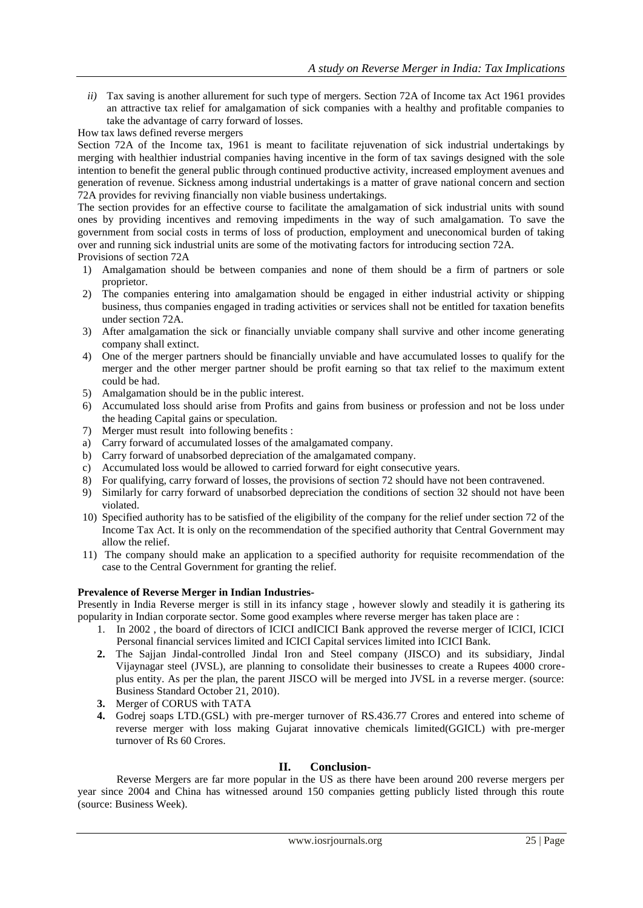*ii)* Tax saving is another allurement for such type of mergers. Section 72A of Income tax Act 1961 provides an attractive tax relief for amalgamation of sick companies with a healthy and profitable companies to take the advantage of carry forward of losses.

How tax laws defined reverse mergers

Section 72A of the Income tax, 1961 is meant to facilitate rejuvenation of sick industrial undertakings by merging with healthier industrial companies having incentive in the form of tax savings designed with the sole intention to benefit the general public through continued productive activity, increased employment avenues and generation of revenue. Sickness among industrial undertakings is a matter of grave national concern and section 72A provides for reviving financially non viable business undertakings.

The section provides for an effective course to facilitate the amalgamation of sick industrial units with sound ones by providing incentives and removing impediments in the way of such amalgamation. To save the government from social costs in terms of loss of production, employment and uneconomical burden of taking over and running sick industrial units are some of the motivating factors for introducing section 72A.

Provisions of section 72A

1) Amalgamation should be between companies and none of them should be a firm of partners or sole proprietor.
2) The companies entering into amalgamation should be engaged in either industrial activity or shipping business, thus companies engaged in trading activities or services shall not be entitled for taxation benefits under section 72A.
3) After amalgamation the sick or financially unviable company shall survive and other income generating company shall extinct.
4) One of the merger partners should be financially unviable and have accumulated losses to qualify for the merger and the other merger partner should be profit earning so that tax relief to the maximum extent could be had.
5) Amalgamation should be in the public interest.
6) Accumulated loss should arise from Profits and gains from business or profession and not be loss under the heading Capital gains or speculation.
7) Merger must result into following benefits :
   a) Carry forward of accumulated losses of the amalgamated company.
   b) Carry forward of unabsorbed depreciation of the amalgamated company.
   c) Accumulated loss would be allowed to carried forward for eight consecutive years.
8) For qualifying, carry forward of losses, the provisions of section 72 should have not been contravened.
9) Similarly for carry forward of unabsorbed depreciation the conditions of section 32 should not have been violated.
10) Specified authority has to be satisfied of the eligibility of the company for the relief under section 72 of the Income Tax Act. It is only on the recommendation of the specified authority that Central Government may allow the relief.
11) The company should make an application to a specified authority for requisite recommendation of the case to the Central Government for granting the relief.

**Prevalence of Reverse Merger in Indian Industries-**

Presently in India Reverse merger is still in its infancy stage , however slowly and steadily it is gathering its popularity in Indian corporate sector. Some good examples where reverse merger has taken place are :

1. In 2002 , the board of directors of ICICI andICICI Bank approved the reverse merger of ICICI, ICICI Personal financial services limited and ICICI Capital services limited into ICICI Bank.
2. The Sajjan Jindal-controlled Jindal Iron and Steel company (JISCO) and its subsidiary, Jindal Vijaynagar steel (JVSL), are planning to consolidate their businesses to create a Rupees 4000 crore-plus entity. As per the plan, the parent JISCO will be merged into JVSL in a reverse merger. (source: Business Standard October 21, 2010).
3. Merger of CORUS with TATA
4. Godrej soaps LTD.(GSL) with pre-merger turnover of RS.436.77 Crores and entered into scheme of reverse merger with loss making Gujarat innovative chemicals limited(GGICL) with pre-merger turnover of Rs 60 Crores.

## II. Conclusion-

Reverse Mergers are far more popular in the US as there have been around 200 reverse mergers per year since 2004 and China has witnessed around 150 companies getting publicly listed through this route (source: Business Week).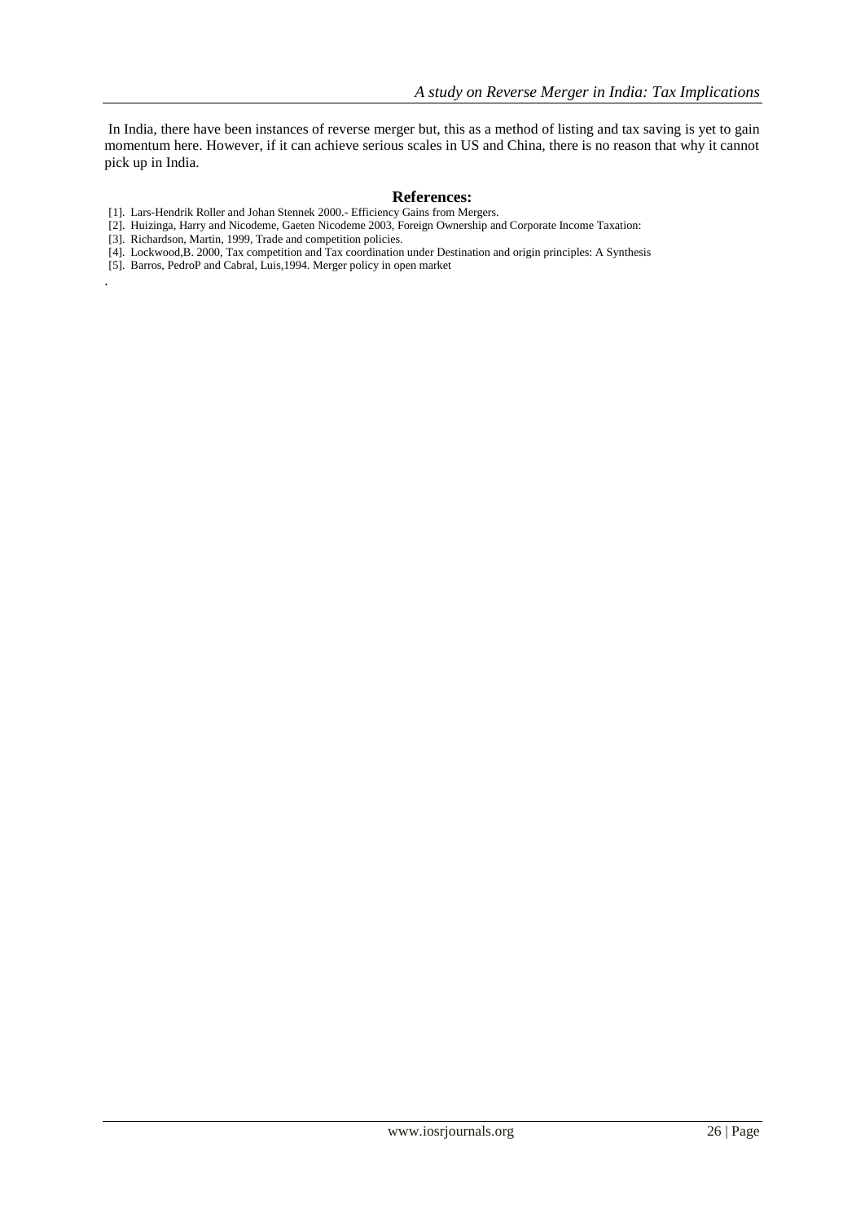In India, there have been instances of reverse merger but, this as a method of listing and tax saving is yet to gain momentum here. However, if it can achieve serious scales in US and China, there is no reason that why it cannot pick up in India.

## References:

[1]. Lars-Hendrik Roller and Johan Stennek 2000.- Efficiency Gains from Mergers.

[2]. Huizinga, Harry and Nicodeme, Gaeten Nicodeme 2003, Foreign Ownership and Corporate Income Taxation:

[3]. Richardson, Martin, 1999, Trade and competition policies.

[4]. Lockwood,B. 2000, Tax competition and Tax coordination under Destination and origin principles: A Synthesis

[5]. Barros, PedroP and Cabral, Luis,1994. Merger policy in open market

.